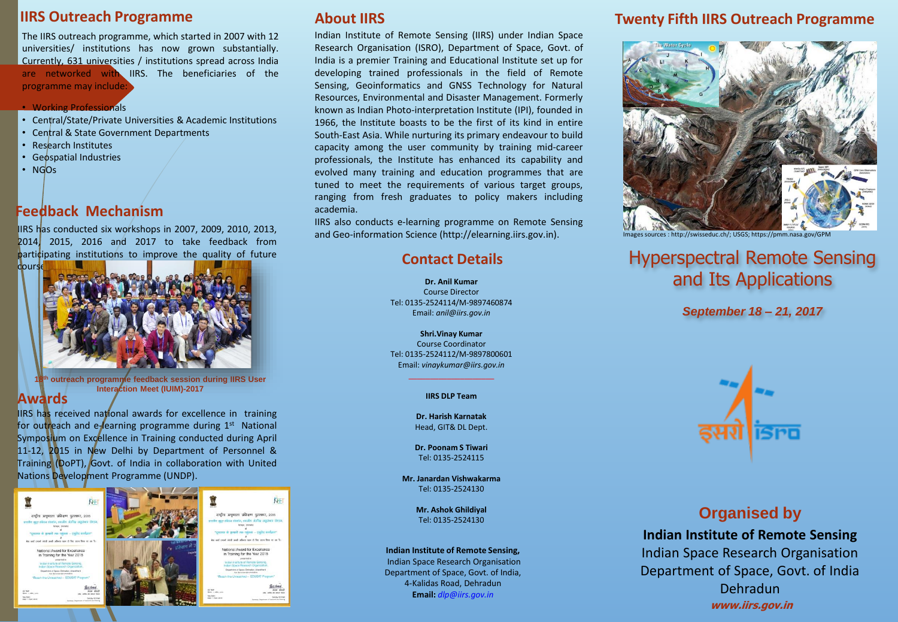## IIRS Outreach Programme

The IIRS outreach programme, which started in 2007 with 12 universities/ institutions has now grown substantially. Currently, 631 universities / institutions spread across India are networked with IIRS. The beneficiaries of the programme may include:

- Working Professionals
- Central/State/Private Universities & Academic Institutions
- Central & State Government Departments
- Research Institutes
- Geospatial Industries
- NGOs

## Feedback Mechanism

IIRS has conducted six workshops in 2007, 2009, 2010, 2013, 2014, 2015, 2016 and 2017 to take feedback from participating institutions to improve the quality of future course.

**18th outreach programme feedback session during IIRS User Interaction Meet (IUIM)-2017**

## Awards

IIRS has received national awards for excellence in training for outreach and e-learning programme during 1st National Symposium on Excellence in Training conducted during April 11-12, 2015 in New Delhi by Department of Personnel & Training (DoPT), Govt. of India in collaboration with United Nations Development Programme (UNDP).

## About IIRS

Indian Institute of Remote Sensing (IIRS) under Indian Space Research Organisation (ISRO), Department of Space, Govt. of India is a premier Training and Educational Institute set up for developing trained professionals in the field of Remote Sensing, Geoinformatics and GNSS Technology for Natural Resources, Environmental and Disaster Management. Formerly known as Indian Photo-interpretation Institute (IPI), founded in 1966, the Institute boasts to be the first of its kind in entire South-East Asia. While nurturing its primary endeavour to build capacity among the user community by training mid-career professionals, the Institute has enhanced its capability and evolved many training and education programmes that are tuned to meet the requirements of various target groups, ranging from fresh graduates to policy makers including academia.

IIRS also conducts e-learning programme on Remote Sensing and Geo-information Science (http://elearning.iirs.gov.in).

## Contact Details

**Dr. Anil Kumar**
Course Director
Tel: 0135-2524114/M-9897460874
Email: *anil@iirs.gov.in*

**Shri.Vinay Kumar**
Course Coordinator
Tel: 0135-2524112/M-9897800601
Email: *vinaykumar@iirs.gov.in*

**IIRS DLP Team**

**Dr. Harish Karnatak**
Head, GIT& DL Dept.

**Dr. Poonam S Tiwari**
Tel: 0135-2524115

**Mr. Janardan Vishwakarma**
Tel: 0135-2524130

**Mr. Ashok Ghildiyal**
Tel: 0135-2524130

**Indian Institute of Remote Sensing,**
Indian Space Research Organisation
Department of Space, Govt. of India,
4-Kalidas Road, Dehradun
**Email:** *dlp@iirs.gov.in*

## Twenty Fifth IIRS Outreach Programme

Images sources : http://swisseduc.ch/; USGS; https://pmm.nasa.gov/GPM

# Hyperspectral Remote Sensing and Its Applications

***September 18 – 21, 2017***

## Organised by

**Indian Institute of Remote Sensing**
Indian Space Research Organisation
Department of Space, Govt. of India
Dehradun
***www.iirs.gov.in***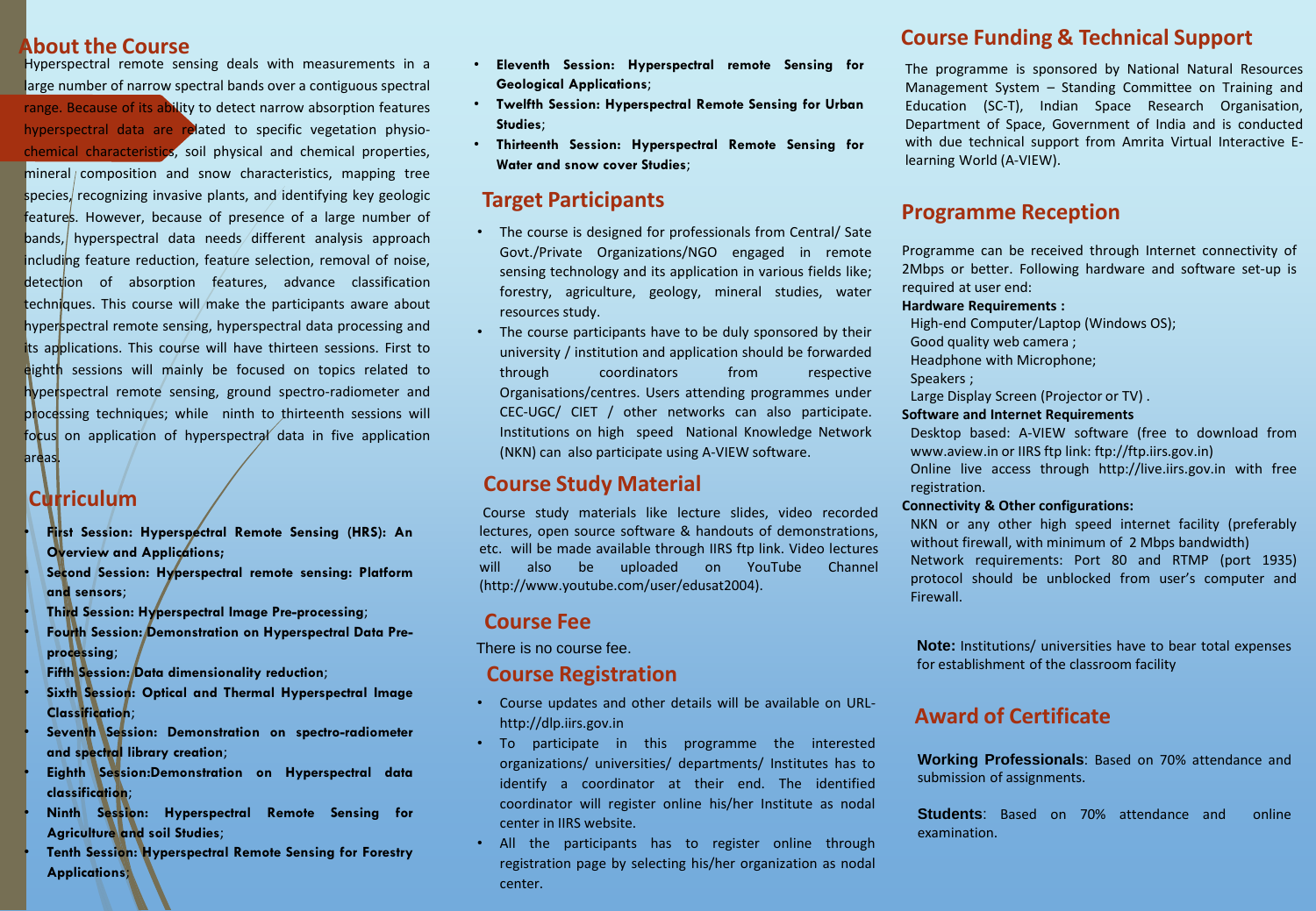## About the Course

Hyperspectral remote sensing deals with measurements in a large number of narrow spectral bands over a contiguous spectral range. Because of its ability to detect narrow absorption features hyperspectral data are related to specific vegetation physio-chemical characteristics, soil physical and chemical properties, mineral composition and snow characteristics, mapping tree species, recognizing invasive plants, and identifying key geologic features. However, because of presence of a large number of bands, hyperspectral data needs different analysis approach including feature reduction, feature selection, removal of noise, detection of absorption features, advance classification techniques. This course will make the participants aware about hyperspectral remote sensing, hyperspectral data processing and its applications. This course will have thirteen sessions. First to eighth sessions will mainly be focused on topics related to hyperspectral remote sensing, ground spectro-radiometer and processing techniques; while ninth to thirteenth sessions will focus on application of hyperspectral data in five application areas.

## Curriculum

- **First Session: Hyperspectral Remote Sensing (HRS): An Overview and Applications;**
- **Second Session: Hyperspectral remote sensing: Platform and sensors**;
- **Third Session: Hyperspectral Image Pre-processing**;
- **Fourth Session: Demonstration on Hyperspectral Data Pre-processing**;
- **Fifth Session: Data dimensionality reduction**;
- **Sixth Session: Optical and Thermal Hyperspectral Image Classification**;
- **Seventh Session: Demonstration on spectro-radiometer and spectral library creation**;
- **Eighth Session:Demonstration on Hyperspectral data classification**;
- **Ninth Session: Hyperspectral Remote Sensing for Agriculture and soil Studies**;
- **Tenth Session: Hyperspectral Remote Sensing for Forestry Applications**;
- **Eleventh Session: Hyperspectral remote Sensing for Geological Applications**;
- **Twelfth Session: Hyperspectral Remote Sensing for Urban Studies**;
- **Thirteenth Session: Hyperspectral Remote Sensing for Water and snow cover Studies**;

## Target Participants

- The course is designed for professionals from Central/ Sate Govt./Private Organizations/NGO engaged in remote sensing technology and its application in various fields like; forestry, agriculture, geology, mineral studies, water resources study.
- The course participants have to be duly sponsored by their university / institution and application should be forwarded through coordinators from respective Organisations/centres. Users attending programmes under CEC-UGC/ CIET / other networks can also participate. Institutions on high speed National Knowledge Network (NKN) can also participate using A-VIEW software.

## Course Study Material

Course study materials like lecture slides, video recorded lectures, open source software & handouts of demonstrations, etc. will be made available through IIRS ftp link. Video lectures will also be uploaded on YouTube Channel (http://www.youtube.com/user/edusat2004).

## Course Fee

There is no course fee.

## Course Registration

- Course updates and other details will be available on URL- http://dlp.iirs.gov.in
- To participate in this programme the interested organizations/ universities/ departments/ Institutes has to identify a coordinator at their end. The identified coordinator will register online his/her Institute as nodal center in IIRS website.
- All the participants has to register online through registration page by selecting his/her organization as nodal center.

## Course Funding & Technical Support

The programme is sponsored by National Natural Resources Management System – Standing Committee on Training and Education (SC-T), Indian Space Research Organisation, Department of Space, Government of India and is conducted with due technical support from Amrita Virtual Interactive E-learning World (A-VIEW).

## Programme Reception

Programme can be received through Internet connectivity of 2Mbps or better. Following hardware and software set-up is required at user end:

**Hardware Requirements :**

High-end Computer/Laptop (Windows OS);
Good quality web camera ;
Headphone with Microphone;
Speakers ;
Large Display Screen (Projector or TV) .

**Software and Internet Requirements**

Desktop based: A-VIEW software (free to download from www.aview.in or IIRS ftp link: ftp://ftp.iirs.gov.in)
Online live access through http://live.iirs.gov.in with free registration.

**Connectivity & Other configurations:**

NKN or any other high speed internet facility (preferably without firewall, with minimum of 2 Mbps bandwidth)
Network requirements: Port 80 and RTMP (port 1935) protocol should be unblocked from user's computer and Firewall.

**Note:** Institutions/ universities have to bear total expenses for establishment of the classroom facility

## Award of Certificate

**Working Professionals**: Based on 70% attendance and submission of assignments.

**Students**: Based on 70% attendance and online examination.